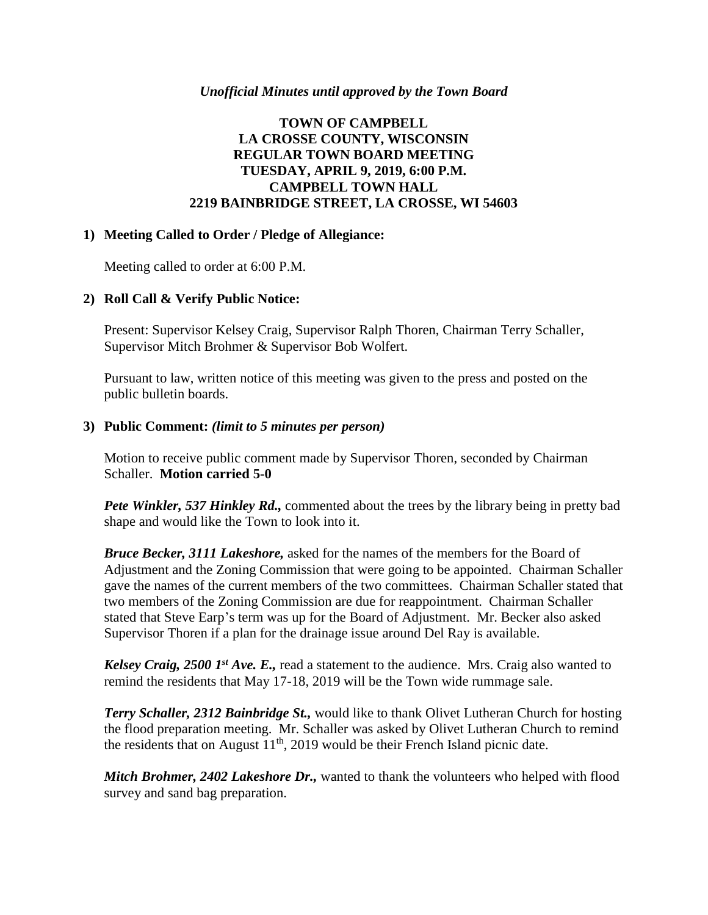*Unofficial Minutes until approved by the Town Board*

**TOWN OF CAMPBELL**
**LA CROSSE COUNTY, WISCONSIN**
**REGULAR TOWN BOARD MEETING**
**TUESDAY, APRIL 9, 2019, 6:00 P.M.**
**CAMPBELL TOWN HALL**
**2219 BAINBRIDGE STREET, LA CROSSE, WI 54603**

**1) Meeting Called to Order / Pledge of Allegiance:**

Meeting called to order at 6:00 P.M.

**2) Roll Call & Verify Public Notice:**

Present: Supervisor Kelsey Craig, Supervisor Ralph Thoren, Chairman Terry Schaller, Supervisor Mitch Brohmer & Supervisor Bob Wolfert.

Pursuant to law, written notice of this meeting was given to the press and posted on the public bulletin boards.

**3) Public Comment:** *(limit to 5 minutes per person)*

Motion to receive public comment made by Supervisor Thoren, seconded by Chairman Schaller. **Motion carried 5-0**

***Pete Winkler, 537 Hinkley Rd.,*** commented about the trees by the library being in pretty bad shape and would like the Town to look into it.

***Bruce Becker, 3111 Lakeshore,*** asked for the names of the members for the Board of Adjustment and the Zoning Commission that were going to be appointed. Chairman Schaller gave the names of the current members of the two committees. Chairman Schaller stated that two members of the Zoning Commission are due for reappointment. Chairman Schaller stated that Steve Earp's term was up for the Board of Adjustment. Mr. Becker also asked Supervisor Thoren if a plan for the drainage issue around Del Ray is available.

***Kelsey Craig, 2500 1st Ave. E.,*** read a statement to the audience. Mrs. Craig also wanted to remind the residents that May 17-18, 2019 will be the Town wide rummage sale.

***Terry Schaller, 2312 Bainbridge St.,*** would like to thank Olivet Lutheran Church for hosting the flood preparation meeting. Mr. Schaller was asked by Olivet Lutheran Church to remind the residents that on August 11th, 2019 would be their French Island picnic date.

***Mitch Brohmer, 2402 Lakeshore Dr.,*** wanted to thank the volunteers who helped with flood survey and sand bag preparation.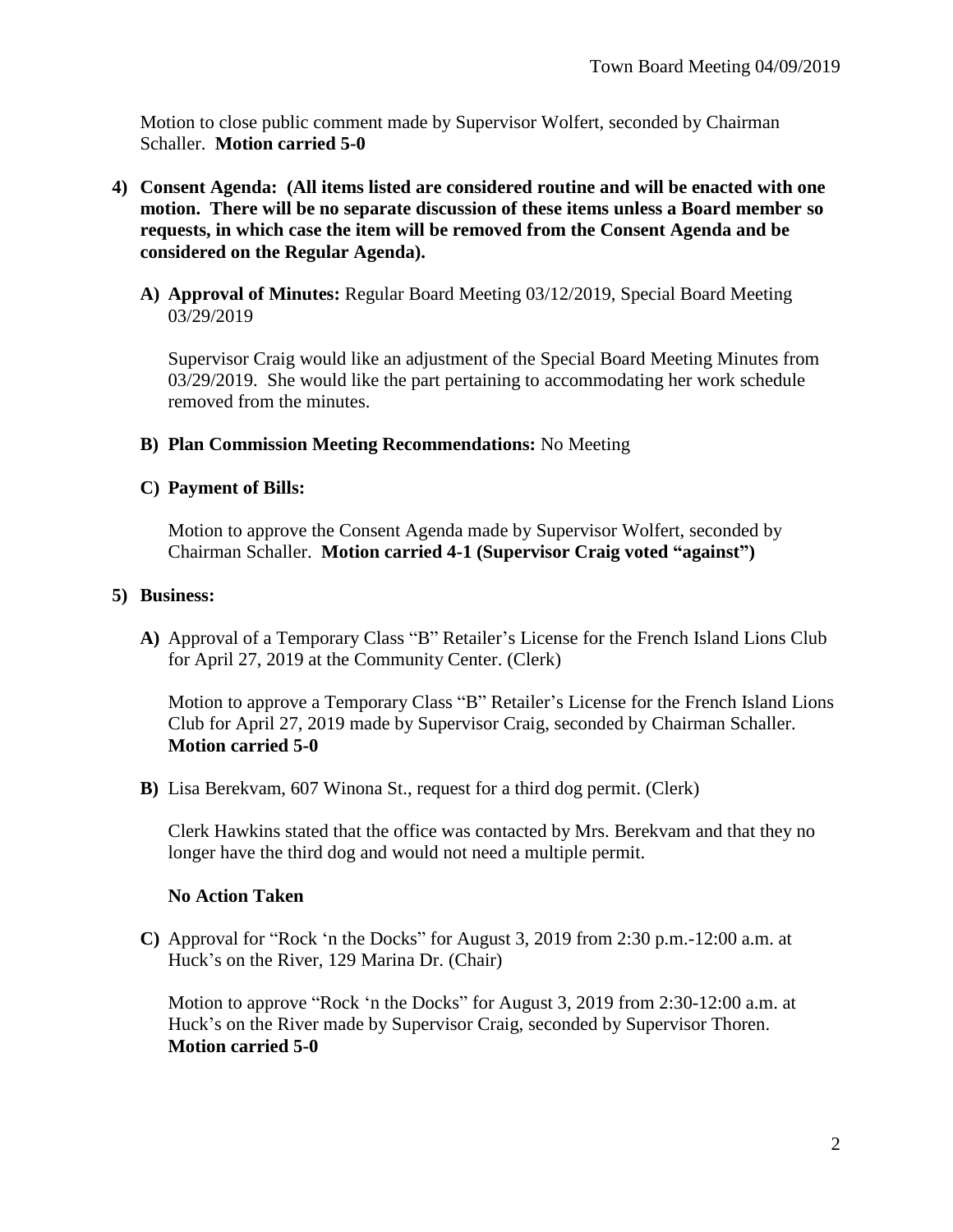Motion to close public comment made by Supervisor Wolfert, seconded by Chairman Schaller. **Motion carried 5-0**

4) **Consent Agenda: (All items listed are considered routine and will be enacted with one motion. There will be no separate discussion of these items unless a Board member so requests, in which case the item will be removed from the Consent Agenda and be considered on the Regular Agenda).**

   A) **Approval of Minutes:** Regular Board Meeting 03/12/2019, Special Board Meeting 03/29/2019

      Supervisor Craig would like an adjustment of the Special Board Meeting Minutes from 03/29/2019. She would like the part pertaining to accommodating her work schedule removed from the minutes.

   B) **Plan Commission Meeting Recommendations:** No Meeting

   C) **Payment of Bills:**

      Motion to approve the Consent Agenda made by Supervisor Wolfert, seconded by Chairman Schaller. **Motion carried 4-1 (Supervisor Craig voted "against")**

5) **Business:**

   A) Approval of a Temporary Class "B" Retailer's License for the French Island Lions Club for April 27, 2019 at the Community Center. (Clerk)

      Motion to approve a Temporary Class "B" Retailer's License for the French Island Lions Club for April 27, 2019 made by Supervisor Craig, seconded by Chairman Schaller. **Motion carried 5-0**

   B) Lisa Berekvam, 607 Winona St., request for a third dog permit. (Clerk)

      Clerk Hawkins stated that the office was contacted by Mrs. Berekvam and that they no longer have the third dog and would not need a multiple permit.

      **No Action Taken**

   C) Approval for "Rock 'n the Docks" for August 3, 2019 from 2:30 p.m.-12:00 a.m. at Huck's on the River, 129 Marina Dr. (Chair)

      Motion to approve "Rock 'n the Docks" for August 3, 2019 from 2:30-12:00 a.m. at Huck's on the River made by Supervisor Craig, seconded by Supervisor Thoren. **Motion carried 5-0**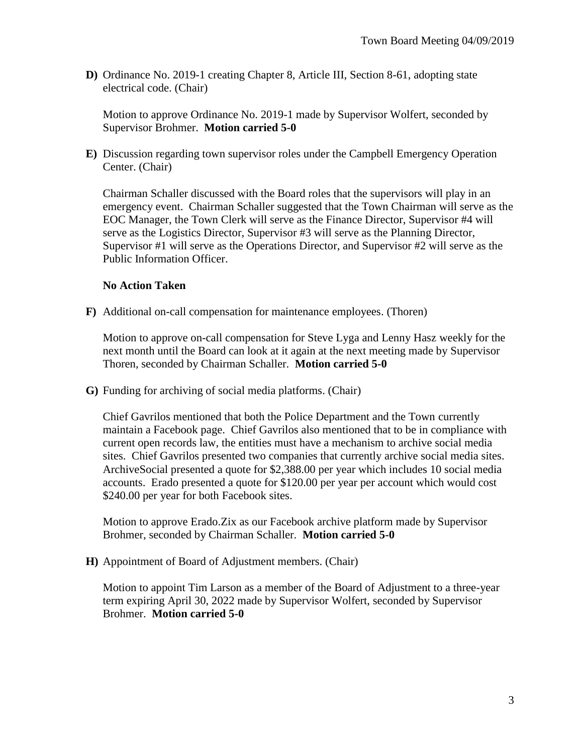**D)** Ordinance No. 2019-1 creating Chapter 8, Article III, Section 8-61, adopting state electrical code. (Chair)

Motion to approve Ordinance No. 2019-1 made by Supervisor Wolfert, seconded by Supervisor Brohmer. **Motion carried 5-0**

**E)** Discussion regarding town supervisor roles under the Campbell Emergency Operation Center. (Chair)

Chairman Schaller discussed with the Board roles that the supervisors will play in an emergency event. Chairman Schaller suggested that the Town Chairman will serve as the EOC Manager, the Town Clerk will serve as the Finance Director, Supervisor #4 will serve as the Logistics Director, Supervisor #3 will serve as the Planning Director, Supervisor #1 will serve as the Operations Director, and Supervisor #2 will serve as the Public Information Officer.

**No Action Taken**

**F)** Additional on-call compensation for maintenance employees. (Thoren)

Motion to approve on-call compensation for Steve Lyga and Lenny Hasz weekly for the next month until the Board can look at it again at the next meeting made by Supervisor Thoren, seconded by Chairman Schaller. **Motion carried 5-0**

**G)** Funding for archiving of social media platforms. (Chair)

Chief Gavrilos mentioned that both the Police Department and the Town currently maintain a Facebook page. Chief Gavrilos also mentioned that to be in compliance with current open records law, the entities must have a mechanism to archive social media sites. Chief Gavrilos presented two companies that currently archive social media sites. ArchiveSocial presented a quote for $2,388.00 per year which includes 10 social media accounts. Erado presented a quote for $120.00 per year per account which would cost $240.00 per year for both Facebook sites.

Motion to approve Erado.Zix as our Facebook archive platform made by Supervisor Brohmer, seconded by Chairman Schaller. **Motion carried 5-0**

**H)** Appointment of Board of Adjustment members. (Chair)

Motion to appoint Tim Larson as a member of the Board of Adjustment to a three-year term expiring April 30, 2022 made by Supervisor Wolfert, seconded by Supervisor Brohmer. **Motion carried 5-0**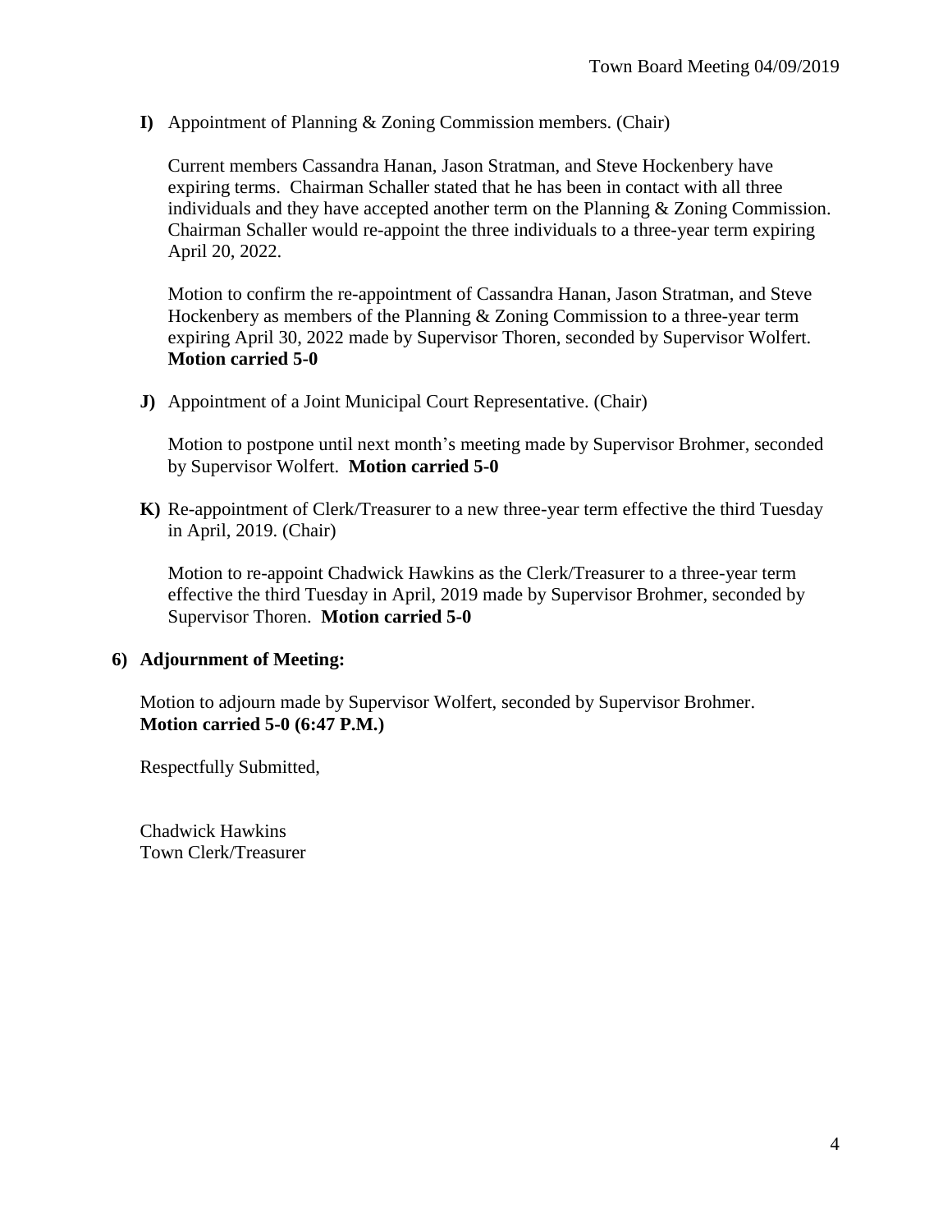**I)** Appointment of Planning & Zoning Commission members. (Chair)

Current members Cassandra Hanan, Jason Stratman, and Steve Hockenbery have expiring terms. Chairman Schaller stated that he has been in contact with all three individuals and they have accepted another term on the Planning & Zoning Commission. Chairman Schaller would re-appoint the three individuals to a three-year term expiring April 20, 2022.

Motion to confirm the re-appointment of Cassandra Hanan, Jason Stratman, and Steve Hockenbery as members of the Planning & Zoning Commission to a three-year term expiring April 30, 2022 made by Supervisor Thoren, seconded by Supervisor Wolfert. **Motion carried 5-0**

**J)** Appointment of a Joint Municipal Court Representative. (Chair)

Motion to postpone until next month's meeting made by Supervisor Brohmer, seconded by Supervisor Wolfert. **Motion carried 5-0**

**K)** Re-appointment of Clerk/Treasurer to a new three-year term effective the third Tuesday in April, 2019. (Chair)

Motion to re-appoint Chadwick Hawkins as the Clerk/Treasurer to a three-year term effective the third Tuesday in April, 2019 made by Supervisor Brohmer, seconded by Supervisor Thoren. **Motion carried 5-0**

**6) Adjournment of Meeting:**

Motion to adjourn made by Supervisor Wolfert, seconded by Supervisor Brohmer.
**Motion carried 5-0 (6:47 P.M.)**

Respectfully Submitted,

Chadwick Hawkins
Town Clerk/Treasurer